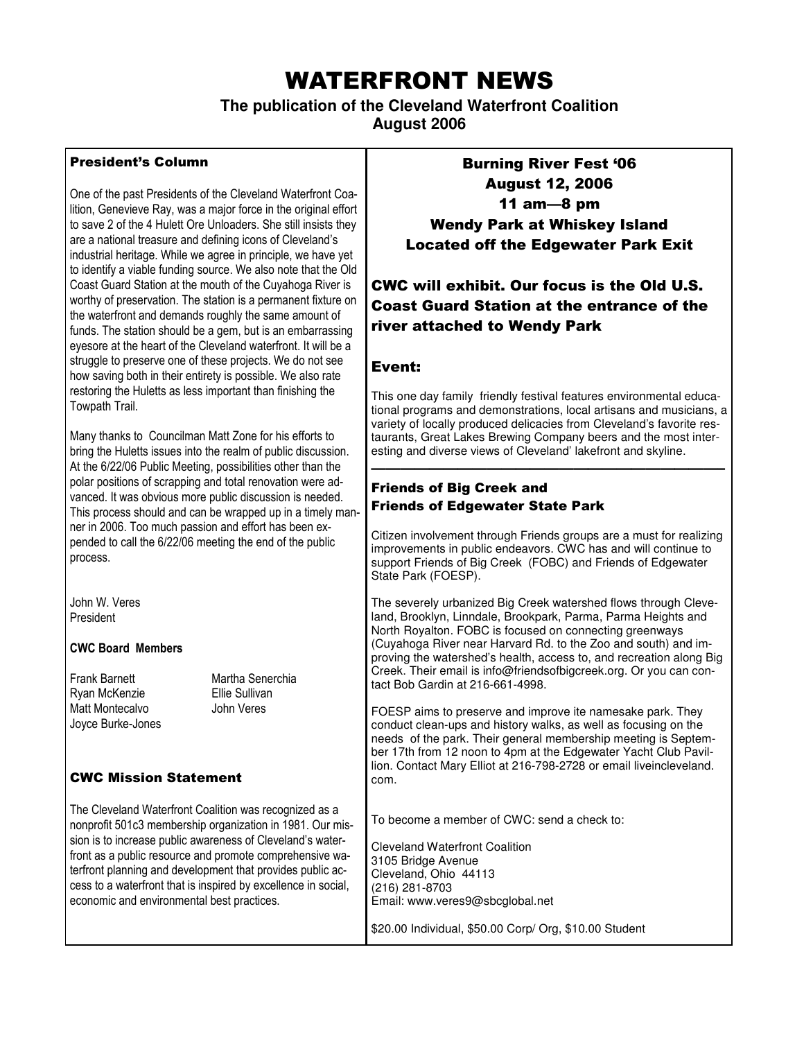# WATERFRONT NEWS

**The publication of the Cleveland Waterfront Coalition**
**August 2006**

## President's Column

One of the past Presidents of the Cleveland Waterfront Coalition, Genevieve Ray, was a major force in the original effort to save 2 of the 4 Hulett Ore Unloaders. She still insists they are a national treasure and defining icons of Cleveland's industrial heritage. While we agree in principle, we have yet to identify a viable funding source. We also note that the Old Coast Guard Station at the mouth of the Cuyahoga River is worthy of preservation. The station is a permanent fixture on the waterfront and demands roughly the same amount of funds. The station should be a gem, but is an embarrassing eyesore at the heart of the Cleveland waterfront. It will be a struggle to preserve one of these projects. We do not see how saving both in their entirety is possible. We also rate restoring the Huletts as less important than finishing the Towpath Trail.

Many thanks to Councilman Matt Zone for his efforts to bring the Huletts issues into the realm of public discussion. At the 6/22/06 Public Meeting, possibilities other than the polar positions of scrapping and total renovation were advanced. It was obvious more public discussion is needed. This process should and can be wrapped up in a timely manner in 2006. Too much passion and effort has been expended to call the 6/22/06 meeting the end of the public process.

John W. Veres
President

**CWC Board Members**

| | |
|---|---|
| Frank Barnett | Martha Senerchia |
| Ryan McKenzie | Ellie Sullivan |
| Matt Montecalvo | John Veres |
| Joyce Burke-Jones | |

## CWC Mission Statement

The Cleveland Waterfront Coalition was recognized as a nonprofit 501c3 membership organization in 1981. Our mission is to increase public awareness of Cleveland's waterfront as a public resource and promote comprehensive waterfront planning and development that provides public access to a waterfront that is inspired by excellence in social, economic and environmental best practices.

## Burning River Fest '06
## August 12, 2006
## 11 am—8 pm
## Wendy Park at Whiskey Island
## Located off the Edgewater Park Exit

## CWC will exhibit. Our focus is the Old U.S. Coast Guard Station at the entrance of the river attached to Wendy Park

## Event:

This one day family friendly festival features environmental educational programs and demonstrations, local artisans and musicians, a variety of locally produced delicacies from Cleveland's favorite restaurants, Great Lakes Brewing Company beers and the most interesting and diverse views of Cleveland' lakefront and skyline.

---

## Friends of Big Creek and Friends of Edgewater State Park

Citizen involvement through Friends groups are a must for realizing improvements in public endeavors. CWC has and will continue to support Friends of Big Creek (FOBC) and Friends of Edgewater State Park (FOESP).

The severely urbanized Big Creek watershed flows through Cleveland, Brooklyn, Linndale, Brookpark, Parma, Parma Heights and North Royalton. FOBC is focused on connecting greenways (Cuyahoga River near Harvard Rd. to the Zoo and south) and improving the watershed's health, access to, and recreation along Big Creek. Their email is info@friendsofbigcreek.org. Or you can contact Bob Gardin at 216-661-4998.

FOESP aims to preserve and improve ite namesake park. They conduct clean-ups and history walks, as well as focusing on the needs of the park. Their general membership meeting is September 17th from 12 noon to 4pm at the Edgewater Yacht Club Pavillion. Contact Mary Elliot at 216-798-2728 or email liveincleveland.com.

To become a member of CWC: send a check to:

Cleveland Waterfront Coalition
3105 Bridge Avenue
Cleveland, Ohio 44113
(216) 281-8703
Email: www.veres9@sbcglobal.net

$20.00 Individual, $50.00 Corp/ Org, $10.00 Student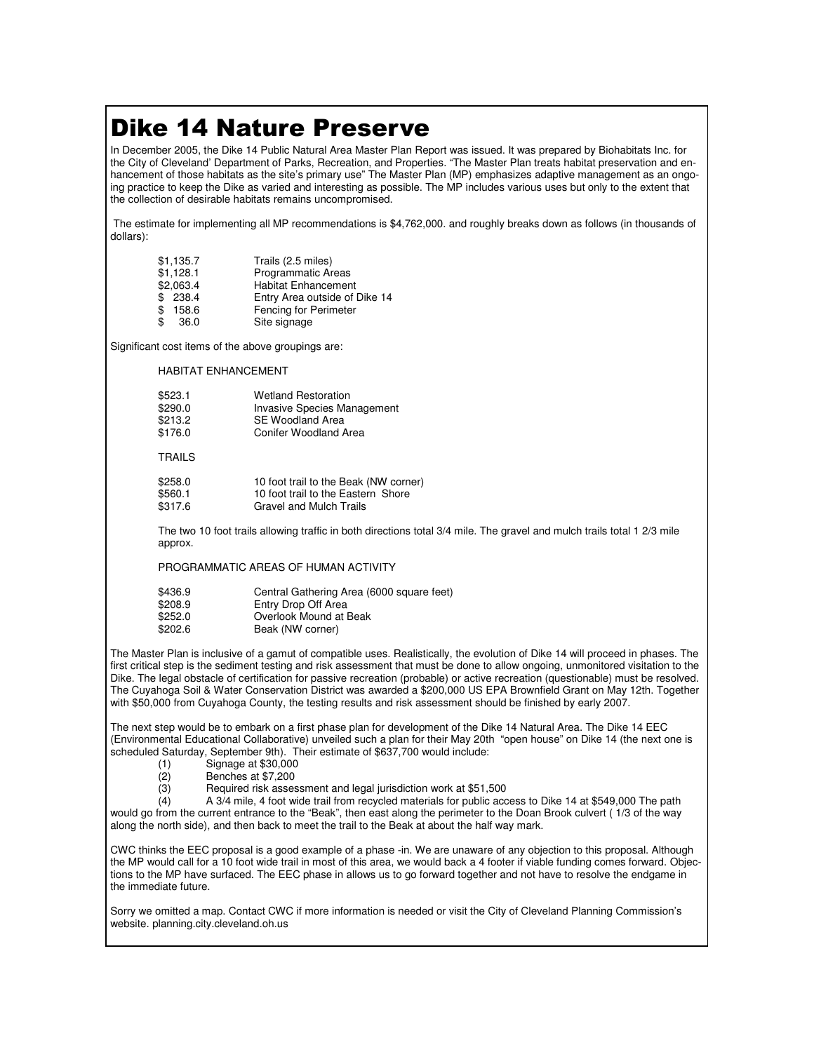# Dike 14 Nature Preserve

In December 2005, the Dike 14 Public Natural Area Master Plan Report was issued. It was prepared by Biohabitats Inc. for the City of Cleveland' Department of Parks, Recreation, and Properties. "The Master Plan treats habitat preservation and enhancement of those habitats as the site's primary use" The Master Plan (MP) emphasizes adaptive management as an ongoing practice to keep the Dike as varied and interesting as possible. The MP includes various uses but only to the extent that the collection of desirable habitats remains uncompromised.

The estimate for implementing all MP recommendations is $4,762,000. and roughly breaks down as follows (in thousands of dollars):

| | |
|---|---|
| $1,135.7 | Trails (2.5 miles) |
| $1,128.1 | Programmatic Areas |
| $2,063.4 | Habitat Enhancement |
| $ 238.4 | Entry Area outside of Dike 14 |
| $ 158.6 | Fencing for Perimeter |
| $ 36.0 | Site signage |

Significant cost items of the above groupings are:

HABITAT ENHANCEMENT

| | |
|---|---|
| $523.1 | Wetland Restoration |
| $290.0 | Invasive Species Management |
| $213.2 | SE Woodland Area |
| $176.0 | Conifer Woodland Area |

TRAILS

| | |
|---|---|
| $258.0 | 10 foot trail to the Beak (NW corner) |
| $560.1 | 10 foot trail to the Eastern Shore |
| $317.6 | Gravel and Mulch Trails |

The two 10 foot trails allowing traffic in both directions total 3/4 mile. The gravel and mulch trails total 1 2/3 mile approx.

PROGRAMMATIC AREAS OF HUMAN ACTIVITY

| | |
|---|---|
| $436.9 | Central Gathering Area (6000 square feet) |
| $208.9 | Entry Drop Off Area |
| $252.0 | Overlook Mound at Beak |
| $202.6 | Beak (NW corner) |

The Master Plan is inclusive of a gamut of compatible uses. Realistically, the evolution of Dike 14 will proceed in phases. The first critical step is the sediment testing and risk assessment that must be done to allow ongoing, unmonitored visitation to the Dike. The legal obstacle of certification for passive recreation (probable) or active recreation (questionable) must be resolved. The Cuyahoga Soil & Water Conservation District was awarded a $200,000 US EPA Brownfield Grant on May 12th. Together with $50,000 from Cuyahoga County, the testing results and risk assessment should be finished by early 2007.

The next step would be to embark on a first phase plan for development of the Dike 14 Natural Area. The Dike 14 EEC (Environmental Educational Collaborative) unveiled such a plan for their May 20th "open house" on Dike 14 (the next one is scheduled Saturday, September 9th). Their estimate of $637,700 would include:

(1) Signage at $30,000
(2) Benches at $7,200
(3) Required risk assessment and legal jurisdiction work at $51,500
(4) A 3/4 mile, 4 foot wide trail from recycled materials for public access to Dike 14 at $549,000 The path would go from the current entrance to the "Beak", then east along the perimeter to the Doan Brook culvert ( 1/3 of the way along the north side), and then back to meet the trail to the Beak at about the half way mark.

CWC thinks the EEC proposal is a good example of a phase -in. We are unaware of any objection to this proposal. Although the MP would call for a 10 foot wide trail in most of this area, we would back a 4 footer if viable funding comes forward. Objections to the MP have surfaced. The EEC phase in allows us to go forward together and not have to resolve the endgame in the immediate future.

Sorry we omitted a map. Contact CWC if more information is needed or visit the City of Cleveland Planning Commission's website. planning.city.cleveland.oh.us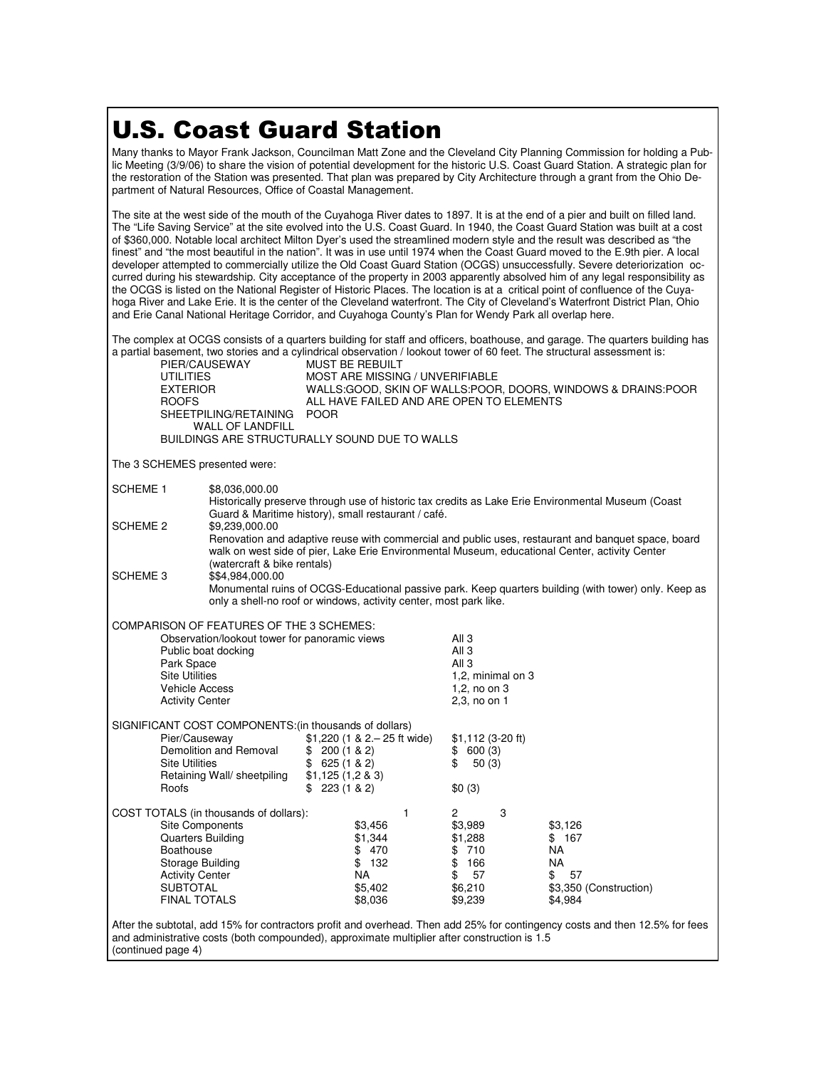# U.S. Coast Guard Station

Many thanks to Mayor Frank Jackson, Councilman Matt Zone and the Cleveland City Planning Commission for holding a Public Meeting (3/9/06) to share the vision of potential development for the historic U.S. Coast Guard Station. A strategic plan for the restoration of the Station was presented. That plan was prepared by City Architecture through a grant from the Ohio Department of Natural Resources, Office of Coastal Management.

The site at the west side of the mouth of the Cuyahoga River dates to 1897. It is at the end of a pier and built on filled land. The "Life Saving Service" at the site evolved into the U.S. Coast Guard. In 1940, the Coast Guard Station was built at a cost of $360,000. Notable local architect Milton Dyer's used the streamlined modern style and the result was described as "the finest" and "the most beautiful in the nation". It was in use until 1974 when the Coast Guard moved to the E.9th pier. A local developer attempted to commercially utilize the Old Coast Guard Station (OCGS) unsuccessfully. Severe deteriorization occurred during his stewardship. City acceptance of the property in 2003 apparently absolved him of any legal responsibility as the OCGS is listed on the National Register of Historic Places. The location is at a critical point of confluence of the Cuyahoga River and Lake Erie. It is the center of the Cleveland waterfront. The City of Cleveland's Waterfront District Plan, Ohio and Erie Canal National Heritage Corridor, and Cuyahoga County's Plan for Wendy Park all overlap here.

The complex at OCGS consists of a quarters building for staff and officers, boathouse, and garage. The quarters building has a partial basement, two stories and a cylindrical observation / lookout tower of 60 feet. The structural assessment is:

| | |
|---|---|
| PIER/CAUSEWAY | MUST BE REBUILT |
| UTILITIES | MOST ARE MISSING / UNVERIFIABLE |
| EXTERIOR | WALLS:GOOD, SKIN OF WALLS:POOR, DOORS, WINDOWS & DRAINS:POOR |
| ROOFS | ALL HAVE FAILED AND ARE OPEN TO ELEMENTS |
| SHEETPILING/RETAINING WALL OF LANDFILL | POOR |

BUILDINGS ARE STRUCTURALLY SOUND DUE TO WALLS

The 3 SCHEMES presented were:

SCHEME 1 — $8,036,000.00
Historically preserve through use of historic tax credits as Lake Erie Environmental Museum (Coast Guard & Maritime history), small restaurant / café.

SCHEME 2 — $9,239,000.00
Renovation and adaptive reuse with commercial and public uses, restaurant and banquet space, board walk on west side of pier, Lake Erie Environmental Museum, educational Center, activity Center (watercraft & bike rentals)

SCHEME 3 — $$4,984,000.00
Monumental ruins of OCGS-Educational passive park. Keep quarters building (with tower) only. Keep as only a shell-no roof or windows, activity center, most park like.

COMPARISON OF FEATURES OF THE 3 SCHEMES:

| Feature | Schemes |
|---|---|
| Observation/lookout tower for panoramic views | All 3 |
| Public boat docking | All 3 |
| Park Space | All 3 |
| Site Utilities | 1,2, minimal on 3 |
| Vehicle Access | 1,2, no on 3 |
| Activity Center | 2,3, no on 1 |

SIGNIFICANT COST COMPONENTS:(in thousands of dollars)

| Component | | |
|---|---|---|
| Pier/Causeway | $1,220 (1 & 2.– 25 ft wide) | $1,112 (3-20 ft) |
| Demolition and Removal | $ 200 (1 & 2) | $ 600 (3) |
| Site Utilities | $ 625 (1 & 2) | $ 50 (3) |
| Retaining Wall/ sheetpiling | $1,125 (1,2 & 3) | |
| Roofs | $ 223 (1 & 2) | $0 (3) |

| COST TOTALS (in thousands of dollars): | 1 | 2 | 3 |
|---|---|---|---|
| Site Components | $3,456 | $3,989 | $3,126 |
| Quarters Building | $1,344 | $1,288 | $ 167 |
| Boathouse | $ 470 | $ 710 | NA |
| Storage Building | $ 132 | $ 166 | NA |
| Activity Center | NA | $ 57 | $ 57 |
| SUBTOTAL | $5,402 | $6,210 | $3,350 (Construction) |
| FINAL TOTALS | $8,036 | $9,239 | $4,984 |

After the subtotal, add 15% for contractors profit and overhead. Then add 25% for contingency costs and then 12.5% for fees and administrative costs (both compounded), approximate multiplier after construction is 1.5
(continued page 4)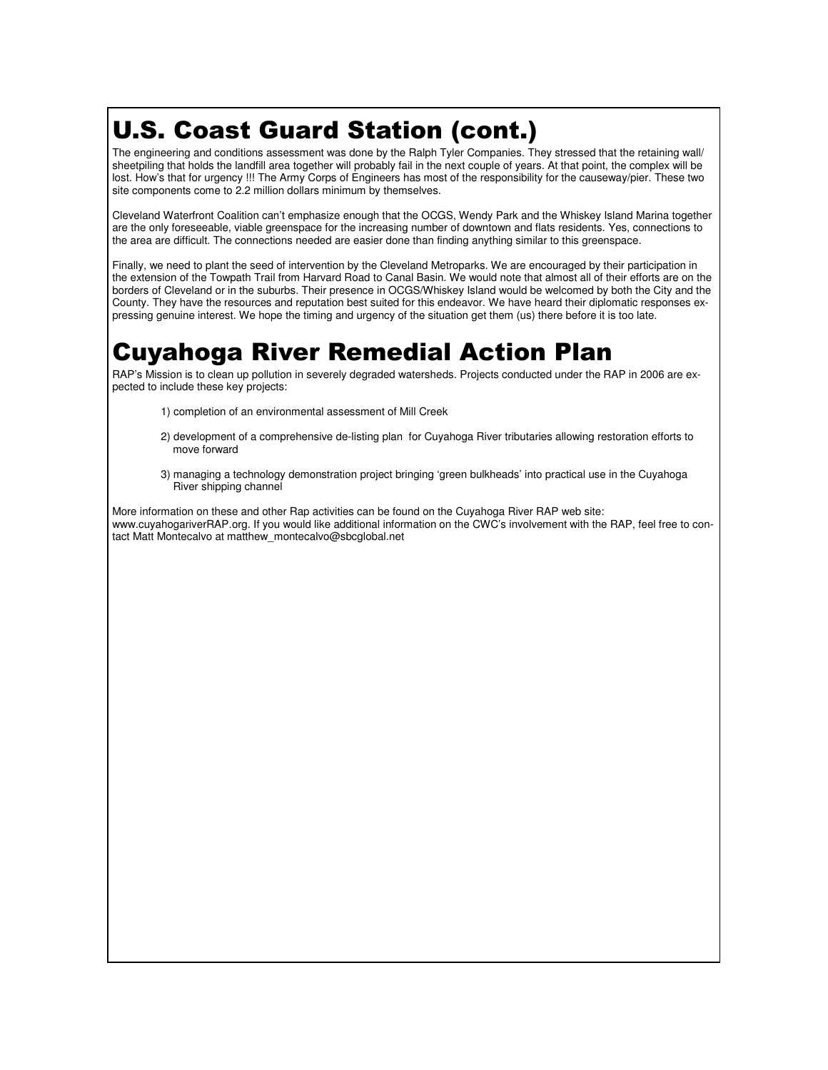# U.S. Coast Guard Station (cont.)

The engineering and conditions assessment was done by the Ralph Tyler Companies. They stressed that the retaining wall/ sheetpiling that holds the landfill area together will probably fail in the next couple of years. At that point, the complex will be lost. How's that for urgency !!! The Army Corps of Engineers has most of the responsibility for the causeway/pier. These two site components come to 2.2 million dollars minimum by themselves.

Cleveland Waterfront Coalition can't emphasize enough that the OCGS, Wendy Park and the Whiskey Island Marina together are the only foreseeable, viable greenspace for the increasing number of downtown and flats residents. Yes, connections to the area are difficult. The connections needed are easier done than finding anything similar to this greenspace.

Finally, we need to plant the seed of intervention by the Cleveland Metroparks. We are encouraged by their participation in the extension of the Towpath Trail from Harvard Road to Canal Basin. We would note that almost all of their efforts are on the borders of Cleveland or in the suburbs. Their presence in OCGS/Whiskey Island would be welcomed by both the City and the County. They have the resources and reputation best suited for this endeavor. We have heard their diplomatic responses expressing genuine interest. We hope the timing and urgency of the situation get them (us) there before it is too late.

# Cuyahoga River Remedial Action Plan

RAP's Mission is to clean up pollution in severely degraded watersheds. Projects conducted under the RAP in 2006 are expected to include these key projects:

1) completion of an environmental assessment of Mill Creek

2) development of a comprehensive de-listing plan for Cuyahoga River tributaries allowing restoration efforts to move forward

3) managing a technology demonstration project bringing 'green bulkheads' into practical use in the Cuyahoga River shipping channel

More information on these and other Rap activities can be found on the Cuyahoga River RAP web site: www.cuyahogariverRAP.org. If you would like additional information on the CWC's involvement with the RAP, feel free to contact Matt Montecalvo at matthew_montecalvo@sbcglobal.net